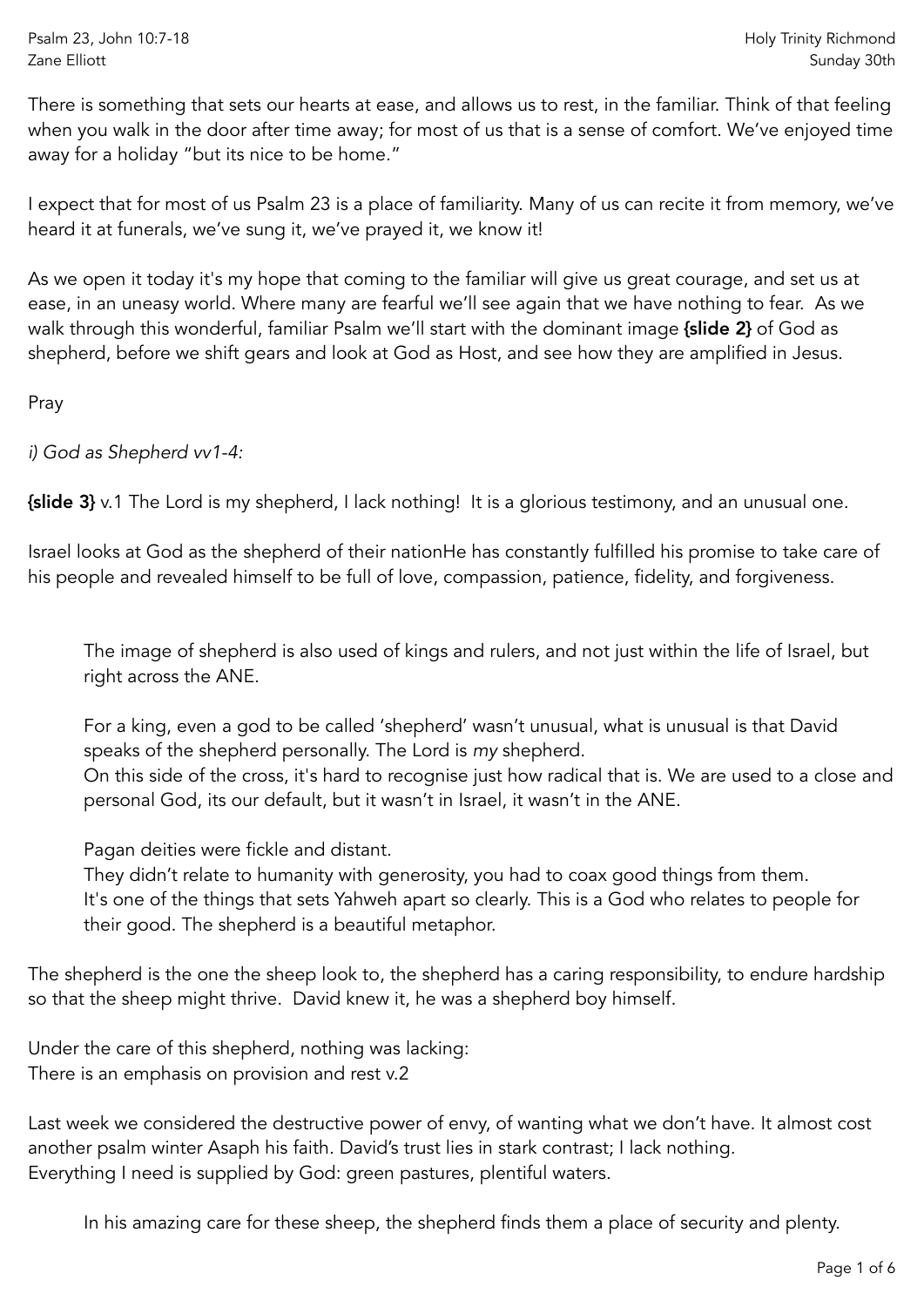Psalm 23, John 10:7-18 Holy Trinity Richmond
Zane Elliott Sunday 30th

There is something that sets our hearts at ease, and allows us to rest, in the familiar. Think of that feeling when you walk in the door after time away; for most of us that is a sense of comfort. We've enjoyed time away for a holiday "but its nice to be home."

I expect that for most of us Psalm 23 is a place of familiarity. Many of us can recite it from memory, we've heard it at funerals, we've sung it, we've prayed it, we know it!

As we open it today it's my hope that coming to the familiar will give us great courage, and set us at ease, in an uneasy world. Where many are fearful we'll see again that we have nothing to fear. As we walk through this wonderful, familiar Psalm we'll start with the dominant image **{slide 2}** of God as shepherd, before we shift gears and look at God as Host, and see how they are amplified in Jesus.

Pray

*i) God as Shepherd vv1-4:*

**{slide 3}** v.1 The Lord is my shepherd, I lack nothing! It is a glorious testimony, and an unusual one.

Israel looks at God as the shepherd of their nationHe has constantly fulfilled his promise to take care of his people and revealed himself to be full of love, compassion, patience, fidelity, and forgiveness.

> The image of shepherd is also used of kings and rulers, and not just within the life of Israel, but right across the ANE.
>
> For a king, even a god to be called 'shepherd' wasn't unusual, what is unusual is that David speaks of the shepherd personally. The Lord is *my* shepherd.
> On this side of the cross, it's hard to recognise just how radical that is. We are used to a close and personal God, its our default, but it wasn't in Israel, it wasn't in the ANE.
>
> Pagan deities were fickle and distant.
> They didn't relate to humanity with generosity, you had to coax good things from them.
> It's one of the things that sets Yahweh apart so clearly. This is a God who relates to people for their good. The shepherd is a beautiful metaphor.

The shepherd is the one the sheep look to, the shepherd has a caring responsibility, to endure hardship so that the sheep might thrive. David knew it, he was a shepherd boy himself.

Under the care of this shepherd, nothing was lacking:
There is an emphasis on provision and rest v.2

Last week we considered the destructive power of envy, of wanting what we don't have. It almost cost another psalm winter Asaph his faith. David's trust lies in stark contrast; I lack nothing.
Everything I need is supplied by God: green pastures, plentiful waters.

> In his amazing care for these sheep, the shepherd finds them a place of security and plenty.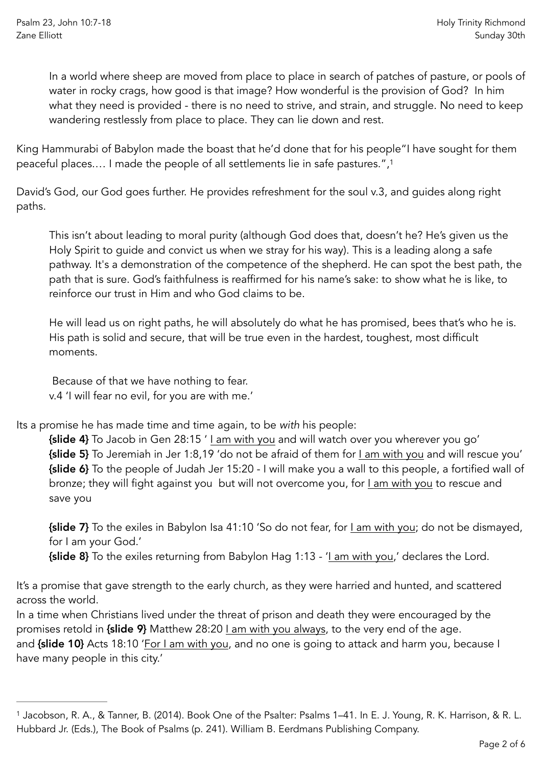In a world where sheep are moved from place to place in search of patches of pasture, or pools of water in rocky crags, how good is that image? How wonderful is the provision of God? In him what they need is provided - there is no need to strive, and strain, and struggle. No need to keep wandering restlessly from place to place. They can lie down and rest.

King Hammurabi of Babylon made the boast that he'd done that for his people"I have sought for them peaceful places.… I made the people of all settlements lie in safe pastures.",[1]

David's God, our God goes further. He provides refreshment for the soul v.3, and guides along right paths.

This isn't about leading to moral purity (although God does that, doesn't he? He's given us the Holy Spirit to guide and convict us when we stray for his way). This is a leading along a safe pathway. It's a demonstration of the competence of the shepherd. He can spot the best path, the path that is sure. God's faithfulness is reaffirmed for his name's sake: to show what he is like, to reinforce our trust in Him and who God claims to be.

He will lead us on right paths, he will absolutely do what he has promised, bees that's who he is. His path is solid and secure, that will be true even in the hardest, toughest, most difficult moments.

Because of that we have nothing to fear.
v.4 'I will fear no evil, for you are with me.'

Its a promise he has made time and time again, to be *with* his people:

**{slide 4}** To Jacob in Gen 28:15 ' I am with you and will watch over you wherever you go'
**{slide 5}** To Jeremiah in Jer 1:8,19 'do not be afraid of them for I am with you and will rescue you'
**{slide 6}** To the people of Judah Jer 15:20 - I will make you a wall to this people, a fortified wall of bronze; they will fight against you but will not overcome you, for I am with you to rescue and save you

**{slide 7}** To the exiles in Babylon Isa 41:10 'So do not fear, for I am with you; do not be dismayed, for I am your God.'
**{slide 8}** To the exiles returning from Babylon Hag 1:13 - 'I am with you,' declares the Lord.

It's a promise that gave strength to the early church, as they were harried and hunted, and scattered across the world.
In a time when Christians lived under the threat of prison and death they were encouraged by the promises retold in **{slide 9}** Matthew 28:20 I am with you always, to the very end of the age.
and **{slide 10}** Acts 18:10 'For I am with you, and no one is going to attack and harm you, because I have many people in this city.'

---

[1] Jacobson, R. A., & Tanner, B. (2014). Book One of the Psalter: Psalms 1–41. In E. J. Young, R. K. Harrison, & R. L. Hubbard Jr. (Eds.), The Book of Psalms (p. 241). William B. Eerdmans Publishing Company.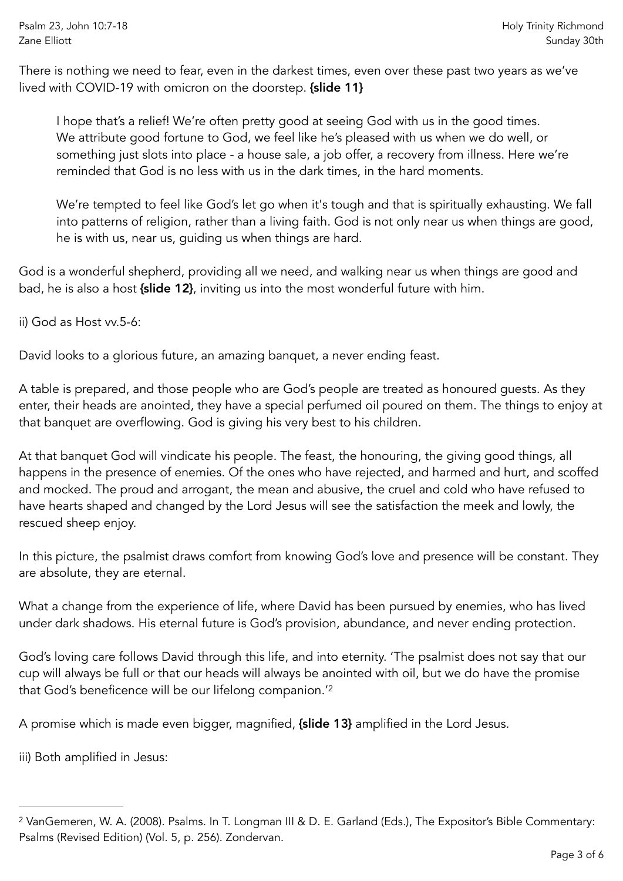There is nothing we need to fear, even in the darkest times, even over these past two years as we've lived with COVID-19 with omicron on the doorstep. **{slide 11}**

> I hope that's a relief! We're often pretty good at seeing God with us in the good times. We attribute good fortune to God, we feel like he's pleased with us when we do well, or something just slots into place - a house sale, a job offer, a recovery from illness. Here we're reminded that God is no less with us in the dark times, in the hard moments.
>
> We're tempted to feel like God's let go when it's tough and that is spiritually exhausting. We fall into patterns of religion, rather than a living faith. God is not only near us when things are good, he is with us, near us, guiding us when things are hard.

God is a wonderful shepherd, providing all we need, and walking near us when things are good and bad, he is also a host **{slide 12}**, inviting us into the most wonderful future with him.

ii) God as Host vv.5-6:

David looks to a glorious future, an amazing banquet, a never ending feast.

A table is prepared, and those people who are God's people are treated as honoured guests. As they enter, their heads are anointed, they have a special perfumed oil poured on them. The things to enjoy at that banquet are overflowing. God is giving his very best to his children.

At that banquet God will vindicate his people. The feast, the honouring, the giving good things, all happens in the presence of enemies. Of the ones who have rejected, and harmed and hurt, and scoffed and mocked. The proud and arrogant, the mean and abusive, the cruel and cold who have refused to have hearts shaped and changed by the Lord Jesus will see the satisfaction the meek and lowly, the rescued sheep enjoy.

In this picture, the psalmist draws comfort from knowing God's love and presence will be constant. They are absolute, they are eternal.

What a change from the experience of life, where David has been pursued by enemies, who has lived under dark shadows. His eternal future is God's provision, abundance, and never ending protection.

God's loving care follows David through this life, and into eternity. 'The psalmist does not say that our cup will always be full or that our heads will always be anointed with oil, but we do have the promise that God's beneficence will be our lifelong companion.'[2]

A promise which is made even bigger, magnified, **{slide 13}** amplified in the Lord Jesus.

iii) Both amplified in Jesus:

---

[2] VanGemeren, W. A. (2008). Psalms. In T. Longman III & D. E. Garland (Eds.), The Expositor's Bible Commentary: Psalms (Revised Edition) (Vol. 5, p. 256). Zondervan.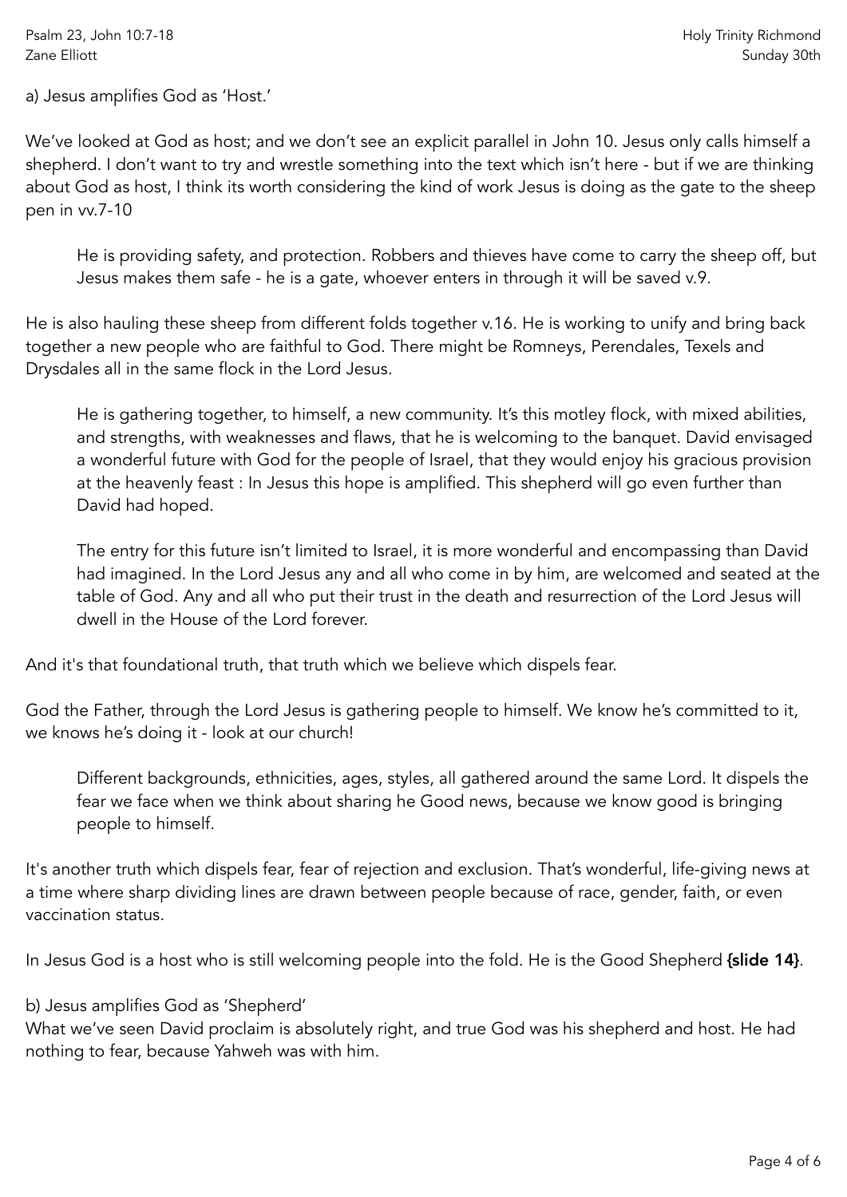a) Jesus amplifies God as 'Host.'

We've looked at God as host; and we don't see an explicit parallel in John 10. Jesus only calls himself a shepherd. I don't want to try and wrestle something into the text which isn't here - but if we are thinking about God as host, I think its worth considering the kind of work Jesus is doing as the gate to the sheep pen in vv.7-10

> He is providing safety, and protection. Robbers and thieves have come to carry the sheep off, but Jesus makes them safe - he is a gate, whoever enters in through it will be saved v.9.

He is also hauling these sheep from different folds together v.16. He is working to unify and bring back together a new people who are faithful to God. There might be Romneys, Perendales, Texels and Drysdales all in the same flock in the Lord Jesus.

> He is gathering together, to himself, a new community. It's this motley flock, with mixed abilities, and strengths, with weaknesses and flaws, that he is welcoming to the banquet. David envisaged a wonderful future with God for the people of Israel, that they would enjoy his gracious provision at the heavenly feast : In Jesus this hope is amplified. This shepherd will go even further than David had hoped.
>
> The entry for this future isn't limited to Israel, it is more wonderful and encompassing than David had imagined. In the Lord Jesus any and all who come in by him, are welcomed and seated at the table of God. Any and all who put their trust in the death and resurrection of the Lord Jesus will dwell in the House of the Lord forever.

And it's that foundational truth, that truth which we believe which dispels fear.

God the Father, through the Lord Jesus is gathering people to himself. We know he's committed to it, we knows he's doing it - look at our church!

> Different backgrounds, ethnicities, ages, styles, all gathered around the same Lord. It dispels the fear we face when we think about sharing he Good news, because we know good is bringing people to himself.

It's another truth which dispels fear, fear of rejection and exclusion. That's wonderful, life-giving news at a time where sharp dividing lines are drawn between people because of race, gender, faith, or even vaccination status.

In Jesus God is a host who is still welcoming people into the fold. He is the Good Shepherd **{slide 14}**.

b) Jesus amplifies God as 'Shepherd'

What we've seen David proclaim is absolutely right, and true God was his shepherd and host. He had nothing to fear, because Yahweh was with him.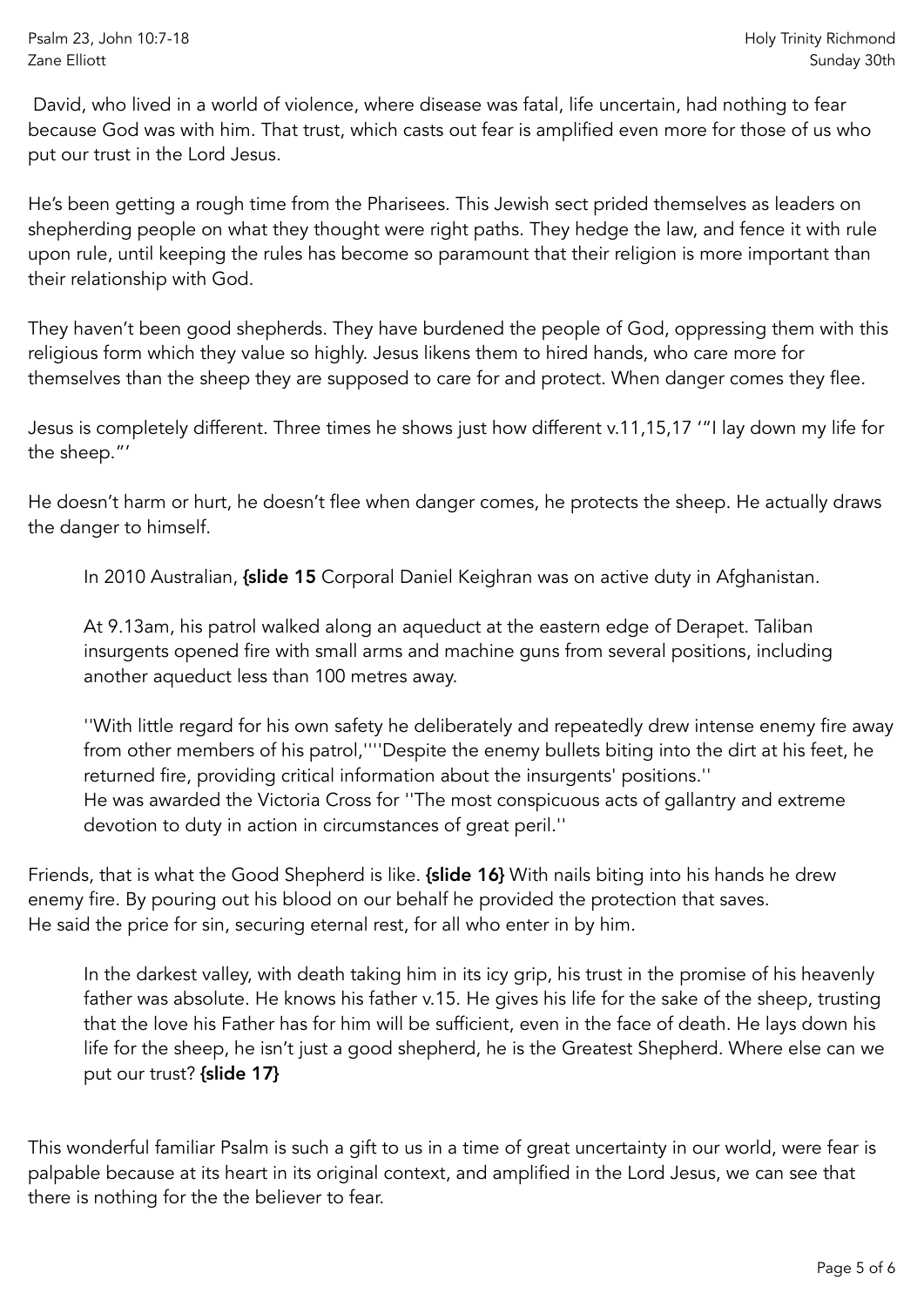David, who lived in a world of violence, where disease was fatal, life uncertain, had nothing to fear because God was with him. That trust, which casts out fear is amplified even more for those of us who put our trust in the Lord Jesus.

He's been getting a rough time from the Pharisees. This Jewish sect prided themselves as leaders on shepherding people on what they thought were right paths. They hedge the law, and fence it with rule upon rule, until keeping the rules has become so paramount that their religion is more important than their relationship with God.

They haven't been good shepherds. They have burdened the people of God, oppressing them with this religious form which they value so highly. Jesus likens them to hired hands, who care more for themselves than the sheep they are supposed to care for and protect. When danger comes they flee.

Jesus is completely different. Three times he shows just how different v.11,15,17 '"I lay down my life for the sheep."'

He doesn't harm or hurt, he doesn't flee when danger comes, he protects the sheep. He actually draws the danger to himself.

> In 2010 Australian, **{slide 15** Corporal Daniel Keighran was on active duty in Afghanistan.
>
> At 9.13am, his patrol walked along an aqueduct at the eastern edge of Derapet. Taliban insurgents opened fire with small arms and machine guns from several positions, including another aqueduct less than 100 metres away.
>
> ''With little regard for his own safety he deliberately and repeatedly drew intense enemy fire away from other members of his patrol,''''Despite the enemy bullets biting into the dirt at his feet, he returned fire, providing critical information about the insurgents' positions.''
> He was awarded the Victoria Cross for ''The most conspicuous acts of gallantry and extreme devotion to duty in action in circumstances of great peril.''

Friends, that is what the Good Shepherd is like. **{slide 16}** With nails biting into his hands he drew enemy fire. By pouring out his blood on our behalf he provided the protection that saves.
He said the price for sin, securing eternal rest, for all who enter in by him.

> In the darkest valley, with death taking him in its icy grip, his trust in the promise of his heavenly father was absolute. He knows his father v.15. He gives his life for the sake of the sheep, trusting that the love his Father has for him will be sufficient, even in the face of death. He lays down his life for the sheep, he isn't just a good shepherd, he is the Greatest Shepherd. Where else can we put our trust? **{slide 17}**

This wonderful familiar Psalm is such a gift to us in a time of great uncertainty in our world, were fear is palpable because at its heart in its original context, and amplified in the Lord Jesus, we can see that there is nothing for the the believer to fear.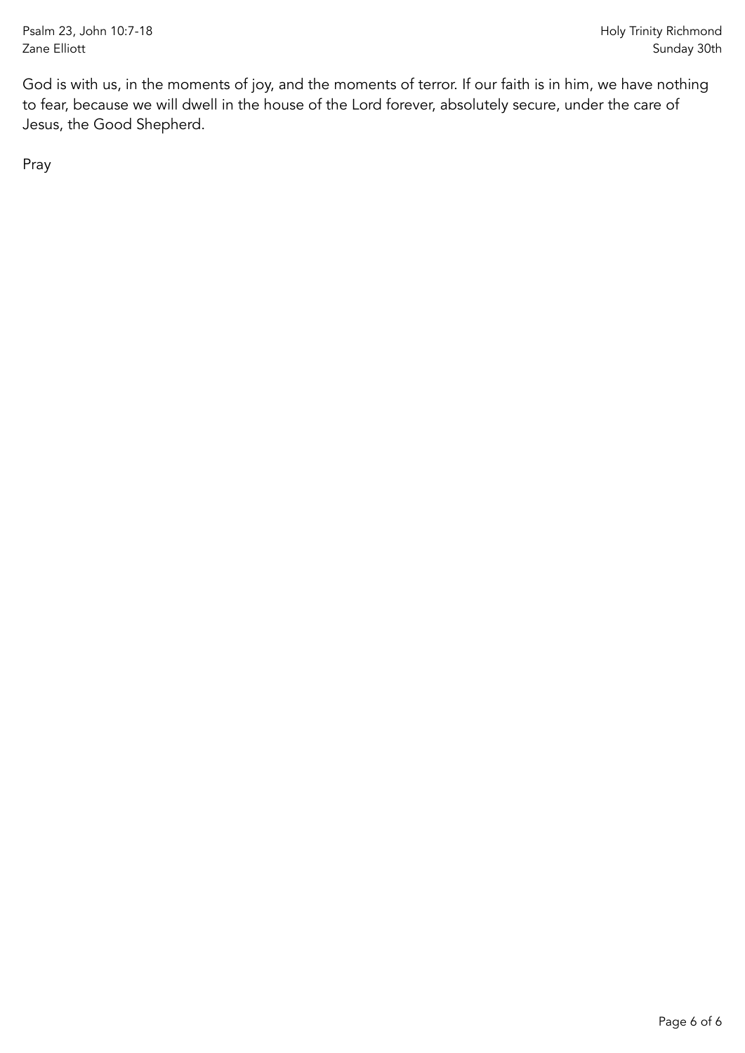God is with us, in the moments of joy, and the moments of terror. If our faith is in him, we have nothing to fear, because we will dwell in the house of the Lord forever, absolutely secure, under the care of Jesus, the Good Shepherd.

Pray